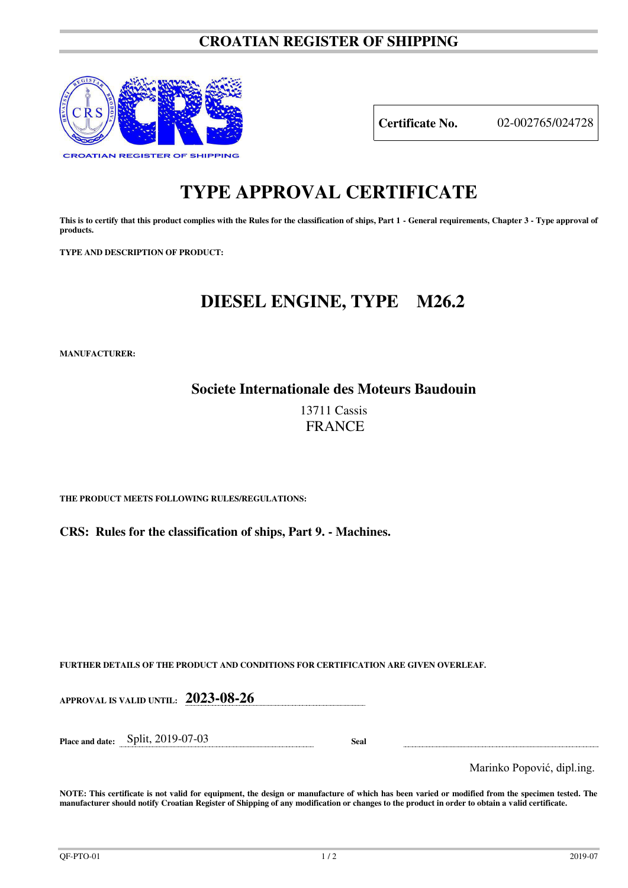# CROATIAN REGISTER OF SHIPPING

CROATIAN REGISTER OF SHIPPING

| **Certificate No.** | 02-002765/024728 |
|---|---|

# TYPE APPROVAL CERTIFICATE

**This is to certify that this product complies with the Rules for the classification of ships, Part 1 - General requirements, Chapter 3 - Type approval of products.**

**TYPE AND DESCRIPTION OF PRODUCT:**

## DIESEL ENGINE, TYPE M26.2

**MANUFACTURER:**

**Societe Internationale des Moteurs Baudouin**

13711 Cassis

FRANCE

**THE PRODUCT MEETS FOLLOWING RULES/REGULATIONS:**

**CRS: Rules for the classification of ships, Part 9. - Machines.**

**FURTHER DETAILS OF THE PRODUCT AND CONDITIONS FOR CERTIFICATION ARE GIVEN OVERLEAF.**

**APPROVAL IS VALID UNTIL:** **2023-08-26**

**Place and date:** Split, 2019-07-03 **Seal**

Marinko Popović, dipl.ing.

**NOTE: This certificate is not valid for equipment, the design or manufacture of which has been varied or modified from the specimen tested. The manufacturer should notify Croatian Register of Shipping of any modification or changes to the product in order to obtain a valid certificate.**

QF-PTO-01 2019-07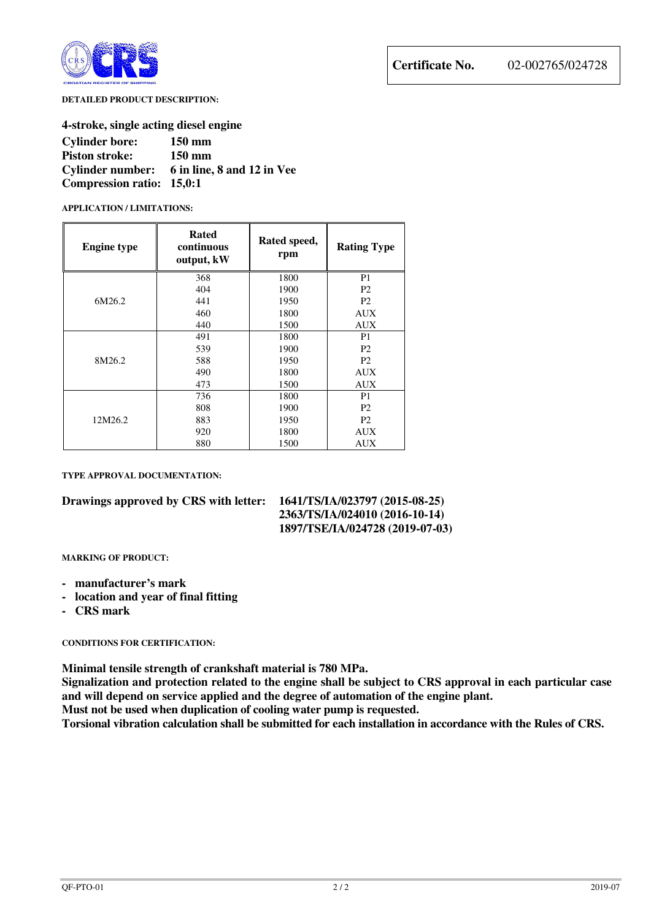**Certificate No.** 02-002765/024728

**DETAILED PRODUCT DESCRIPTION:**

**4-stroke, single acting diesel engine**
**Cylinder bore: 150 mm**
**Piston stroke: 150 mm**
**Cylinder number: 6 in line, 8 and 12 in Vee**
**Compression ratio: 15,0:1**

**APPLICATION / LIMITATIONS:**

| Engine type | Rated continuous output, kW | Rated speed, rpm | Rating Type |
|---|---|---|---|
| 6M26.2 | 368 | 1800 | P1 |
| | 404 | 1900 | P2 |
| | 441 | 1950 | P2 |
| | 460 | 1800 | AUX |
| | 440 | 1500 | AUX |
| 8M26.2 | 491 | 1800 | P1 |
| | 539 | 1900 | P2 |
| | 588 | 1950 | P2 |
| | 490 | 1800 | AUX |
| | 473 | 1500 | AUX |
| 12M26.2 | 736 | 1800 | P1 |
| | 808 | 1900 | P2 |
| | 883 | 1950 | P2 |
| | 920 | 1800 | AUX |
| | 880 | 1500 | AUX |

**TYPE APPROVAL DOCUMENTATION:**

**Drawings approved by CRS with letter:** **1641/TS/IA/023797 (2015-08-25)**
**2363/TS/IA/024010 (2016-10-14)**
**1897/TSE/IA/024728 (2019-07-03)**

**MARKING OF PRODUCT:**

- **manufacturer's mark**
- **location and year of final fitting**
- **CRS mark**

**CONDITIONS FOR CERTIFICATION:**

**Minimal tensile strength of crankshaft material is 780 MPa.**
**Signalization and protection related to the engine shall be subject to CRS approval in each particular case and will depend on service applied and the degree of automation of the engine plant.**
**Must not be used when duplication of cooling water pump is requested.**
**Torsional vibration calculation shall be submitted for each installation in accordance with the Rules of CRS.**